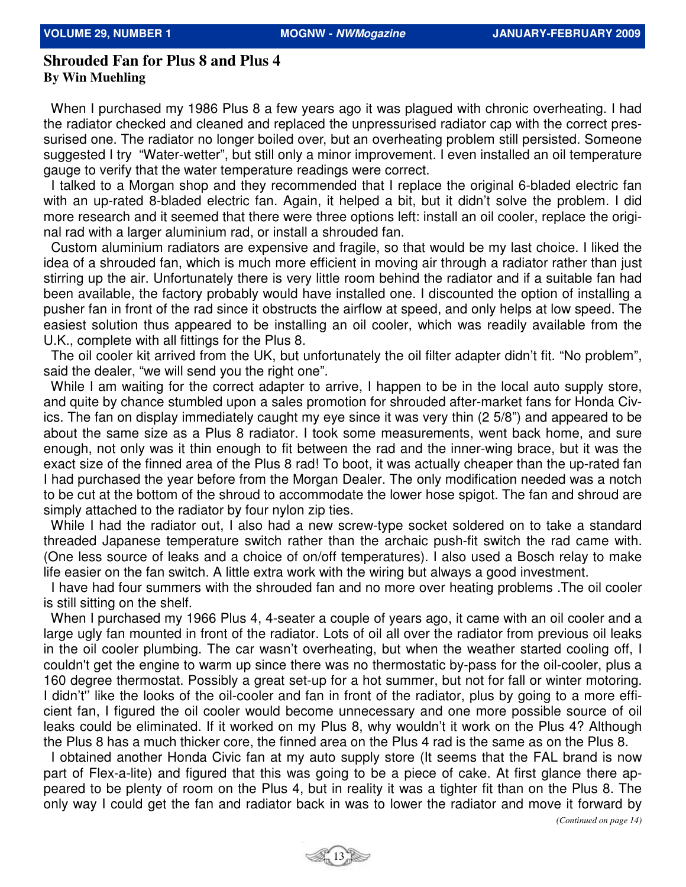## Shrouded Fan for Plus 8 and Plus 4

**By Win Muehling**

When I purchased my 1986 Plus 8 a few years ago it was plagued with chronic overheating. I had the radiator checked and cleaned and replaced the unpressurised radiator cap with the correct pressurised one. The radiator no longer boiled over, but an overheating problem still persisted. Someone suggested I try "Water-wetter", but still only a minor improvement. I even installed an oil temperature gauge to verify that the water temperature readings were correct.

I talked to a Morgan shop and they recommended that I replace the original 6-bladed electric fan with an up-rated 8-bladed electric fan. Again, it helped a bit, but it didn't solve the problem. I did more research and it seemed that there were three options left: install an oil cooler, replace the original rad with a larger aluminium rad, or install a shrouded fan.

Custom aluminium radiators are expensive and fragile, so that would be my last choice. I liked the idea of a shrouded fan, which is much more efficient in moving air through a radiator rather than just stirring up the air. Unfortunately there is very little room behind the radiator and if a suitable fan had been available, the factory probably would have installed one. I discounted the option of installing a pusher fan in front of the rad since it obstructs the airflow at speed, and only helps at low speed. The easiest solution thus appeared to be installing an oil cooler, which was readily available from the U.K., complete with all fittings for the Plus 8.

The oil cooler kit arrived from the UK, but unfortunately the oil filter adapter didn't fit. "No problem", said the dealer, "we will send you the right one".

While I am waiting for the correct adapter to arrive, I happen to be in the local auto supply store, and quite by chance stumbled upon a sales promotion for shrouded after-market fans for Honda Civics. The fan on display immediately caught my eye since it was very thin (2 5/8") and appeared to be about the same size as a Plus 8 radiator. I took some measurements, went back home, and sure enough, not only was it thin enough to fit between the rad and the inner-wing brace, but it was the exact size of the finned area of the Plus 8 rad! To boot, it was actually cheaper than the up-rated fan I had purchased the year before from the Morgan Dealer. The only modification needed was a notch to be cut at the bottom of the shroud to accommodate the lower hose spigot. The fan and shroud are simply attached to the radiator by four nylon zip ties.

While I had the radiator out, I also had a new screw-type socket soldered on to take a standard threaded Japanese temperature switch rather than the archaic push-fit switch the rad came with. (One less source of leaks and a choice of on/off temperatures). I also used a Bosch relay to make life easier on the fan switch. A little extra work with the wiring but always a good investment.

I have had four summers with the shrouded fan and no more over heating problems .The oil cooler is still sitting on the shelf.

When I purchased my 1966 Plus 4, 4-seater a couple of years ago, it came with an oil cooler and a large ugly fan mounted in front of the radiator. Lots of oil all over the radiator from previous oil leaks in the oil cooler plumbing. The car wasn't overheating, but when the weather started cooling off, I couldn't get the engine to warm up since there was no thermostatic by-pass for the oil-cooler, plus a 160 degree thermostat. Possibly a great set-up for a hot summer, but not for fall or winter motoring. I didn't" like the looks of the oil-cooler and fan in front of the radiator, plus by going to a more efficient fan, I figured the oil cooler would become unnecessary and one more possible source of oil leaks could be eliminated. If it worked on my Plus 8, why wouldn't it work on the Plus 4? Although the Plus 8 has a much thicker core, the finned area on the Plus 4 rad is the same as on the Plus 8.

I obtained another Honda Civic fan at my auto supply store (It seems that the FAL brand is now part of Flex-a-lite) and figured that this was going to be a piece of cake. At first glance there appeared to be plenty of room on the Plus 4, but in reality it was a tighter fit than on the Plus 8. The only way I could get the fan and radiator back in was to lower the radiator and move it forward by

*(Continued on page 14)*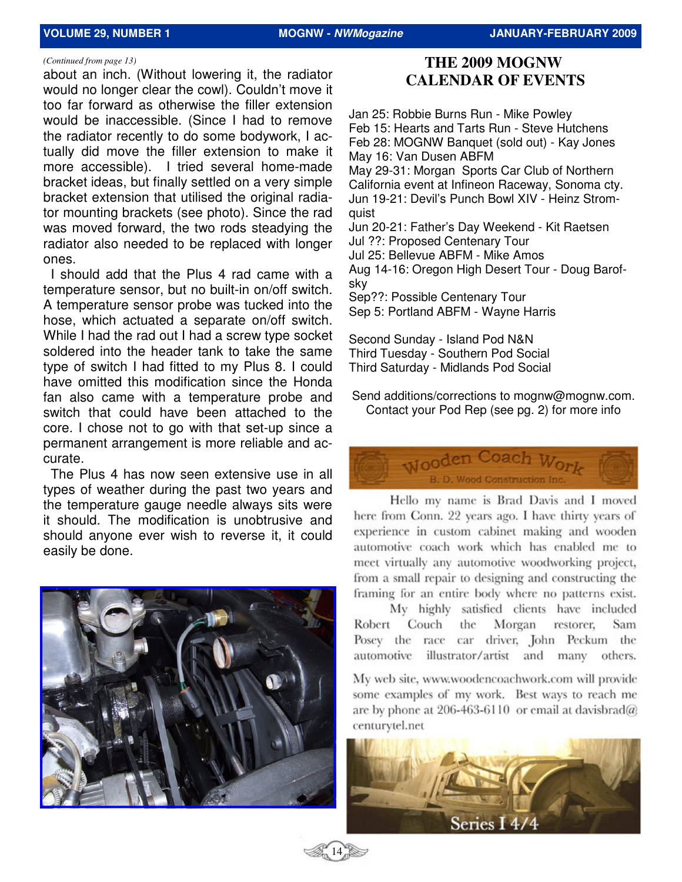*(Continued from page 13)*

about an inch. (Without lowering it, the radiator would no longer clear the cowl). Couldn't move it too far forward as otherwise the filler extension would be inaccessible. (Since I had to remove the radiator recently to do some bodywork, I actually did move the filler extension to make it more accessible). I tried several home-made bracket ideas, but finally settled on a very simple bracket extension that utilised the original radiator mounting brackets (see photo). Since the rad was moved forward, the two rods steadying the radiator also needed to be replaced with longer ones.

I should add that the Plus 4 rad came with a temperature sensor, but no built-in on/off switch. A temperature sensor probe was tucked into the hose, which actuated a separate on/off switch. While I had the rad out I had a screw type socket soldered into the header tank to take the same type of switch I had fitted to my Plus 8. I could have omitted this modification since the Honda fan also came with a temperature probe and switch that could have been attached to the core. I chose not to go with that set-up since a permanent arrangement is more reliable and accurate.

The Plus 4 has now seen extensive use in all types of weather during the past two years and the temperature gauge needle always sits were it should. The modification is unobtrusive and should anyone ever wish to reverse it, it could easily be done.

## THE 2009 MOGNW CALENDAR OF EVENTS

Jan 25: Robbie Burns Run - Mike Powley
Feb 15: Hearts and Tarts Run - Steve Hutchens
Feb 28: MOGNW Banquet (sold out) - Kay Jones
May 16: Van Dusen ABFM
May 29-31: Morgan Sports Car Club of Northern California event at Infineon Raceway, Sonoma cty.
Jun 19-21: Devil's Punch Bowl XIV - Heinz Stromquist
Jun 20-21: Father's Day Weekend - Kit Raetsen
Jul ??: Proposed Centenary Tour
Jul 25: Bellevue ABFM - Mike Amos
Aug 14-16: Oregon High Desert Tour - Doug Barofsky
Sep??: Possible Centenary Tour
Sep 5: Portland ABFM - Wayne Harris

Second Sunday - Island Pod N&N
Third Tuesday - Southern Pod Social
Third Saturday - Midlands Pod Social

Send additions/corrections to mognw@mognw.com.
Contact your Pod Rep (see pg. 2) for more info

## Wooden Coach Work

B. D. Wood Construction Inc.

Hello my name is Brad Davis and I moved here from Conn. 22 years ago. I have thirty years of experience in custom cabinet making and wooden automotive coach work which has enabled me to meet virtually any automotive woodworking project, from a small repair to designing and constructing the framing for an entire body where no patterns exist.

My highly satisfied clients have included Robert Couch the Morgan restorer, Sam Posey the race car driver, John Peckum the automotive illustrator/artist and many others.

My web site, www.woodencoachwork.com will provide some examples of my work. Best ways to reach me are by phone at 206-463-6110 or email at davisbrad@centurytel.net

Series I 4/4